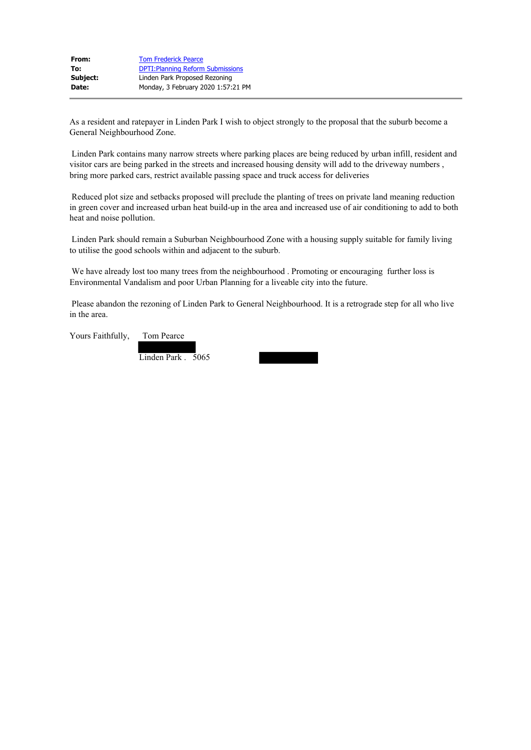**From:** Tom Frederick Pearce
**To:** DPTI:Planning Reform Submissions
**Subject:** Linden Park Proposed Rezoning
**Date:** Monday, 3 February 2020 1:57:21 PM

---

As a resident and ratepayer in Linden Park I wish to object strongly to the proposal that the suburb become a General Neighbourhood Zone.

Linden Park contains many narrow streets where parking places are being reduced by urban infill, resident and visitor cars are being parked in the streets and increased housing density will add to the driveway numbers , bring more parked cars, restrict available passing space and truck access for deliveries

Reduced plot size and setbacks proposed will preclude the planting of trees on private land meaning reduction in green cover and increased urban heat build-up in the area and increased use of air conditioning to add to both heat and noise pollution.

Linden Park should remain a Suburban Neighbourhood Zone with a housing supply suitable for family living to utilise the good schools within and adjacent to the suburb.

We have already lost too many trees from the neighbourhood . Promoting or encouraging further loss is Environmental Vandalism and poor Urban Planning for a liveable city into the future.

Please abandon the rezoning of Linden Park to General Neighbourhood. It is a retrograde step for all who live in the area.

Yours Faithfully, Tom Pearce

Linden Park . 5065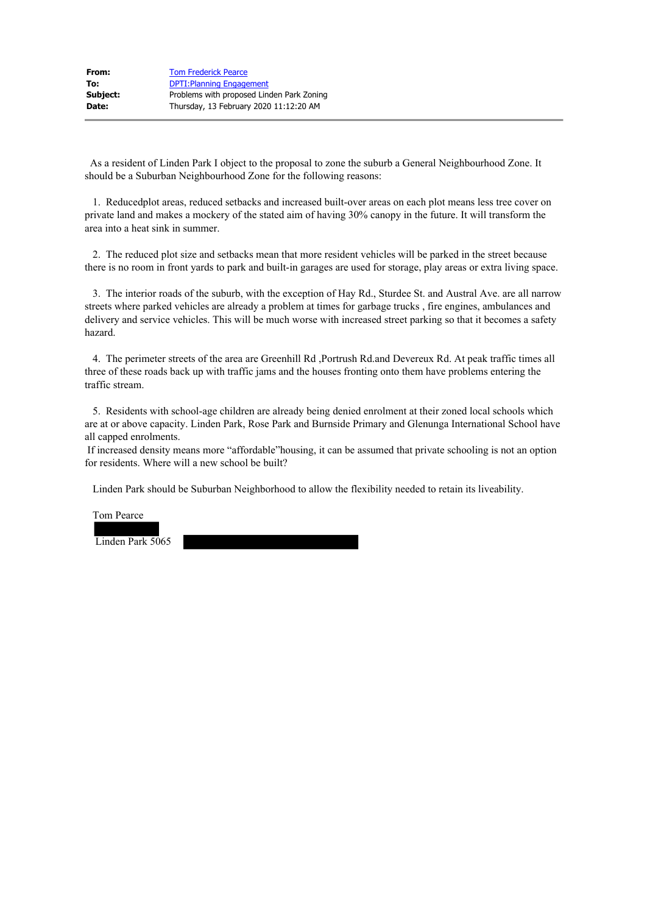| | |
|---|---|
| **From:** | Tom Frederick Pearce |
| **To:** | DPTI:Planning Engagement |
| **Subject:** | Problems with proposed Linden Park Zoning |
| **Date:** | Thursday, 13 February 2020 11:12:20 AM |

---

As a resident of Linden Park I object to the proposal to zone the suburb a General Neighbourhood Zone. It should be a Suburban Neighbourhood Zone for the following reasons:

1. Reducedplot areas, reduced setbacks and increased built-over areas on each plot means less tree cover on private land and makes a mockery of the stated aim of having 30% canopy in the future. It will transform the area into a heat sink in summer.

2. The reduced plot size and setbacks mean that more resident vehicles will be parked in the street because there is no room in front yards to park and built-in garages are used for storage, play areas or extra living space.

3. The interior roads of the suburb, with the exception of Hay Rd., Sturdee St. and Austral Ave. are all narrow streets where parked vehicles are already a problem at times for garbage trucks , fire engines, ambulances and delivery and service vehicles. This will be much worse with increased street parking so that it becomes a safety hazard.

4. The perimeter streets of the area are Greenhill Rd ,Portrush Rd.and Devereux Rd. At peak traffic times all three of these roads back up with traffic jams and the houses fronting onto them have problems entering the traffic stream.

5. Residents with school-age children are already being denied enrolment at their zoned local schools which are at or above capacity. Linden Park, Rose Park and Burnside Primary and Glenunga International School have all capped enrolments.
 If increased density means more “affordable”housing, it can be assumed that private schooling is not an option for residents. Where will a new school be built?

Linden Park should be Suburban Neighborhood to allow the flexibility needed to retain its liveability.

Tom Pearce

Linden Park 5065